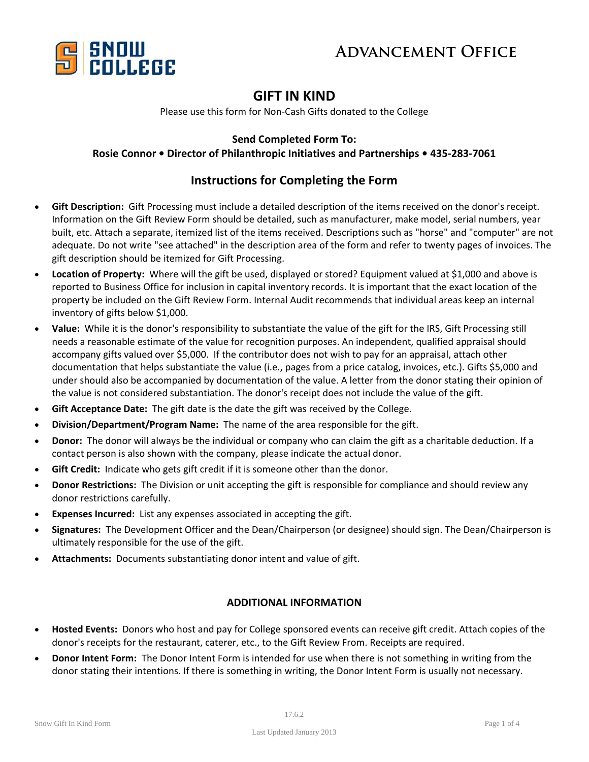SNOW COLLEGE

# Advancement Office

## GIFT IN KIND

Please use this form for Non-Cash Gifts donated to the College

**Send Completed Form To:**
**Rosie Connor • Director of Philanthropic Initiatives and Partnerships • 435-283-7061**

### Instructions for Completing the Form

- **Gift Description:** Gift Processing must include a detailed description of the items received on the donor's receipt. Information on the Gift Review Form should be detailed, such as manufacturer, make model, serial numbers, year built, etc. Attach a separate, itemized list of the items received. Descriptions such as "horse" and "computer" are not adequate. Do not write "see attached" in the description area of the form and refer to twenty pages of invoices. The gift description should be itemized for Gift Processing.
- **Location of Property:** Where will the gift be used, displayed or stored? Equipment valued at $1,000 and above is reported to Business Office for inclusion in capital inventory records. It is important that the exact location of the property be included on the Gift Review Form. Internal Audit recommends that individual areas keep an internal inventory of gifts below $1,000.
- **Value:** While it is the donor's responsibility to substantiate the value of the gift for the IRS, Gift Processing still needs a reasonable estimate of the value for recognition purposes. An independent, qualified appraisal should accompany gifts valued over $5,000. If the contributor does not wish to pay for an appraisal, attach other documentation that helps substantiate the value (i.e., pages from a price catalog, invoices, etc.). Gifts $5,000 and under should also be accompanied by documentation of the value. A letter from the donor stating their opinion of the value is not considered substantiation. The donor's receipt does not include the value of the gift.
- **Gift Acceptance Date:** The gift date is the date the gift was received by the College.
- **Division/Department/Program Name:** The name of the area responsible for the gift.
- **Donor:** The donor will always be the individual or company who can claim the gift as a charitable deduction. If a contact person is also shown with the company, please indicate the actual donor.
- **Gift Credit:** Indicate who gets gift credit if it is someone other than the donor.
- **Donor Restrictions:** The Division or unit accepting the gift is responsible for compliance and should review any donor restrictions carefully.
- **Expenses Incurred:** List any expenses associated in accepting the gift.
- **Signatures:** The Development Officer and the Dean/Chairperson (or designee) should sign. The Dean/Chairperson is ultimately responsible for the use of the gift.
- **Attachments:** Documents substantiating donor intent and value of gift.

#### ADDITIONAL INFORMATION

- **Hosted Events:** Donors who host and pay for College sponsored events can receive gift credit. Attach copies of the donor's receipts for the restaurant, caterer, etc., to the Gift Review From. Receipts are required.
- **Donor Intent Form:** The Donor Intent Form is intended for use when there is not something in writing from the donor stating their intentions. If there is something in writing, the Donor Intent Form is usually not necessary.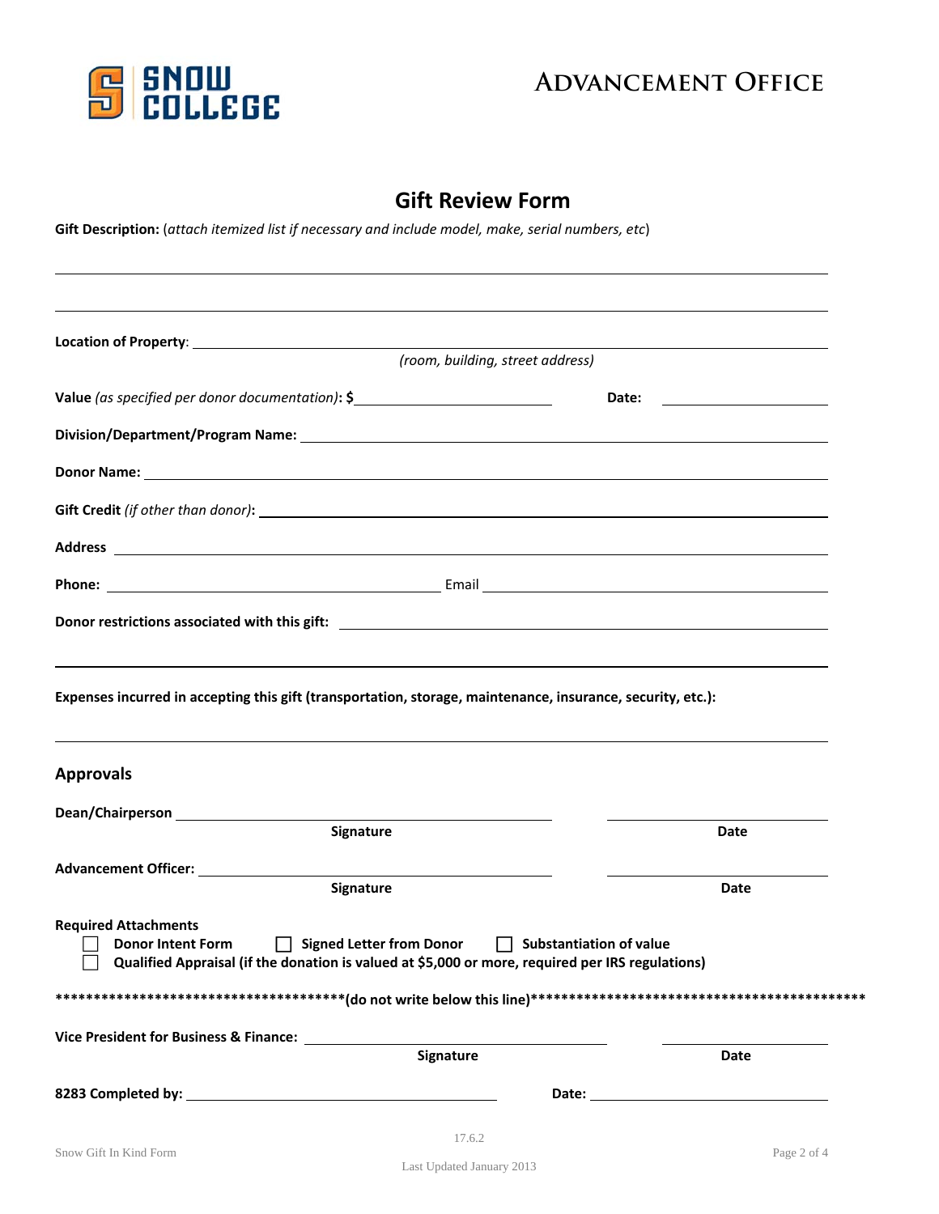**Advancement Office**

# Gift Review Form

**Gift Description:** (*attach itemized list if necessary and include model, make, serial numbers, etc*)

______________________________________________________________________

______________________________________________________________________

**Location of Property**: ______________________________________________
*(room, building, street address)*

**Value** *(as specified per donor documentation)*: **$** ____________________ **Date:** ____________

**Division/Department/Program Name:** ______________________________________

**Donor Name:** ______________________________________

**Gift Credit** *(if other than donor)*: ______________________________________

**Address** ______________________________________

**Phone:** ______________________ Email ______________________

**Donor restrictions associated with this gift:** ______________________________________

______________________________________________________________________

**Expenses incurred in accepting this gift (transportation, storage, maintenance, insurance, security, etc.):**

______________________________________________________________________

## Approvals

**Dean/Chairperson** ______________________________ ____________
**Signature** **Date**

**Advancement Officer:** ______________________________ ____________
**Signature** **Date**

**Required Attachments**

- ☐ **Donor Intent Form** ☐ **Signed Letter from Donor** ☐ **Substantiation of value**
- ☐ **Qualified Appraisal (if the donation is valued at $5,000 or more, required per IRS regulations)**

**************************************(do not write below this line)********************************************

**Vice President for Business & Finance:** ______________________________ ____________
**Signature** **Date**

**8283 Completed by:** ______________________ **Date:** ______________________

17.6.2

Snow Gift In Kind Form

Last Updated January 2013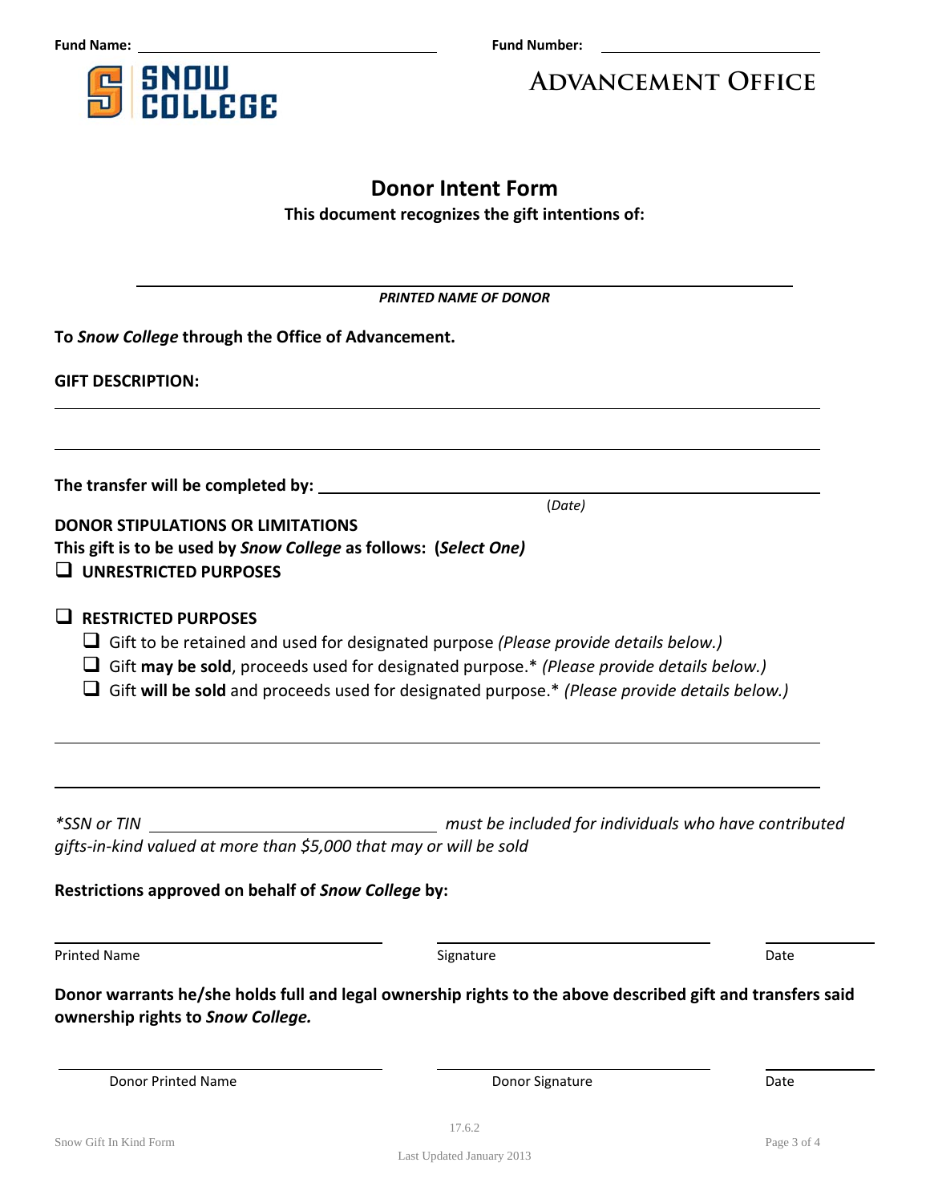**Fund Name:** ______________________________ **Fund Number:** ______________________

SNOW COLLEGE

**ADVANCEMENT OFFICE**

# Donor Intent Form

**This document recognizes the gift intentions of:**

______________________________________________

***PRINTED NAME OF DONOR***

**To *Snow College* through the Office of Advancement.**

**GIFT DESCRIPTION:**

______________________________________________

______________________________________________

**The transfer will be completed by:** ______________________________

(*Date*)

**DONOR STIPULATIONS OR LIMITATIONS**

**This gift is to be used by *Snow College* as follows: (*Select One*)**

- ❑ **UNRESTRICTED PURPOSES**

- ❑ **RESTRICTED PURPOSES**
  - ❑ Gift to be retained and used for designated purpose *(Please provide details below.)*
  - ❑ Gift **may be sold**, proceeds used for designated purpose.* *(Please provide details below.)*
  - ❑ Gift **will be sold** and proceeds used for designated purpose.* *(Please provide details below.)*

______________________________________________

______________________________________________

**SSN or TIN* ______________________ *must be included for individuals who have contributed gifts-in-kind valued at more than $5,000 that may or will be sold*

**Restrictions approved on behalf of *Snow College* by:**

| ______________________ | ______________________ | ____________ |
|---|---|---|
| Printed Name | Signature | Date |

**Donor warrants he/she holds full and legal ownership rights to the above described gift and transfers said ownership rights to *Snow College.***

| ______________________ | ______________________ | ____________ |
|---|---|---|
| Donor Printed Name | Donor Signature | Date |

17.6.2

Snow Gift In Kind Form

Last Updated January 2013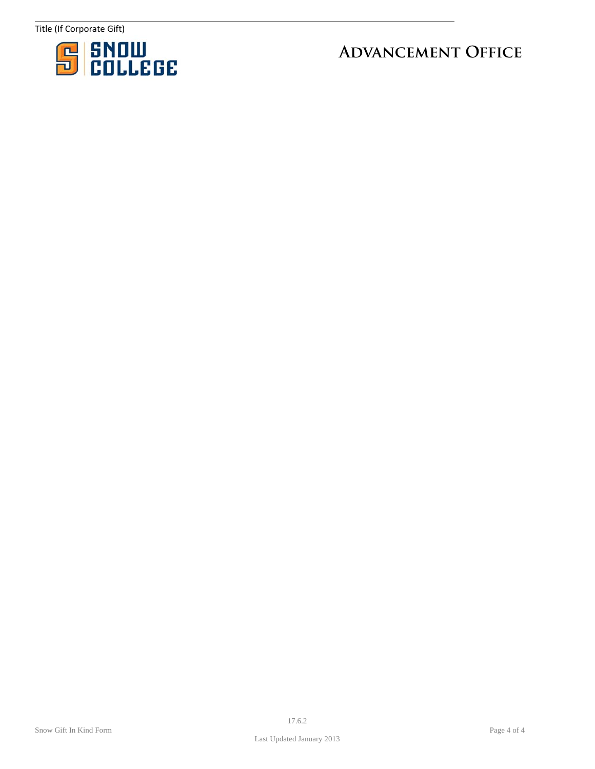Title (If Corporate Gift)

# Advancement Office

17.6.2

Last Updated January 2013